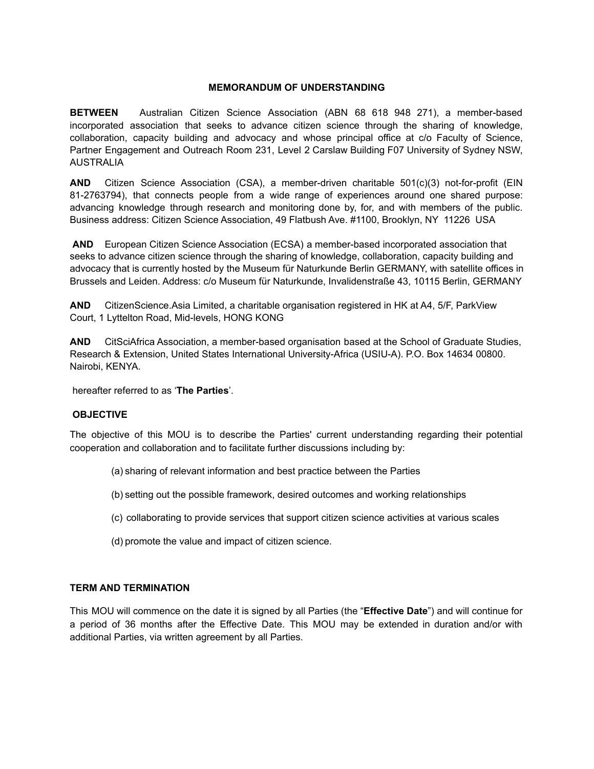# MEMORANDUM OF UNDERSTANDING

**BETWEEN** Australian Citizen Science Association (ABN 68 618 948 271), a member-based incorporated association that seeks to advance citizen science through the sharing of knowledge, collaboration, capacity building and advocacy and whose principal office at c/o Faculty of Science, Partner Engagement and Outreach Room 231, Level 2 Carslaw Building F07 University of Sydney NSW, AUSTRALIA

**AND** Citizen Science Association (CSA), a member-driven charitable 501(c)(3) not-for-profit (EIN 81-2763794), that connects people from a wide range of experiences around one shared purpose: advancing knowledge through research and monitoring done by, for, and with members of the public. Business address: Citizen Science Association, 49 Flatbush Ave. #1100, Brooklyn, NY 11226 USA

**AND** European Citizen Science Association (ECSA) a member-based incorporated association that seeks to advance citizen science through the sharing of knowledge, collaboration, capacity building and advocacy that is currently hosted by the Museum für Naturkunde Berlin GERMANY, with satellite offices in Brussels and Leiden. Address: c/o Museum für Naturkunde, Invalidenstraße 43, 10115 Berlin, GERMANY

**AND** CitizenScience.Asia Limited, a charitable organisation registered in HK at A4, 5/F, ParkView Court, 1 Lyttelton Road, Mid-levels, HONG KONG

**AND** CitSciAfrica Association, a member-based organisation based at the School of Graduate Studies, Research & Extension, United States International University-Africa (USIU-A). P.O. Box 14634 00800. Nairobi, KENYA.

hereafter referred to as '**The Parties**'.

## OBJECTIVE

The objective of this MOU is to describe the Parties' current understanding regarding their potential cooperation and collaboration and to facilitate further discussions including by:

(a) sharing of relevant information and best practice between the Parties

(b) setting out the possible framework, desired outcomes and working relationships

(c) collaborating to provide services that support citizen science activities at various scales

(d) promote the value and impact of citizen science.

## TERM AND TERMINATION

This MOU will commence on the date it is signed by all Parties (the "**Effective Date**") and will continue for a period of 36 months after the Effective Date. This MOU may be extended in duration and/or with additional Parties, via written agreement by all Parties.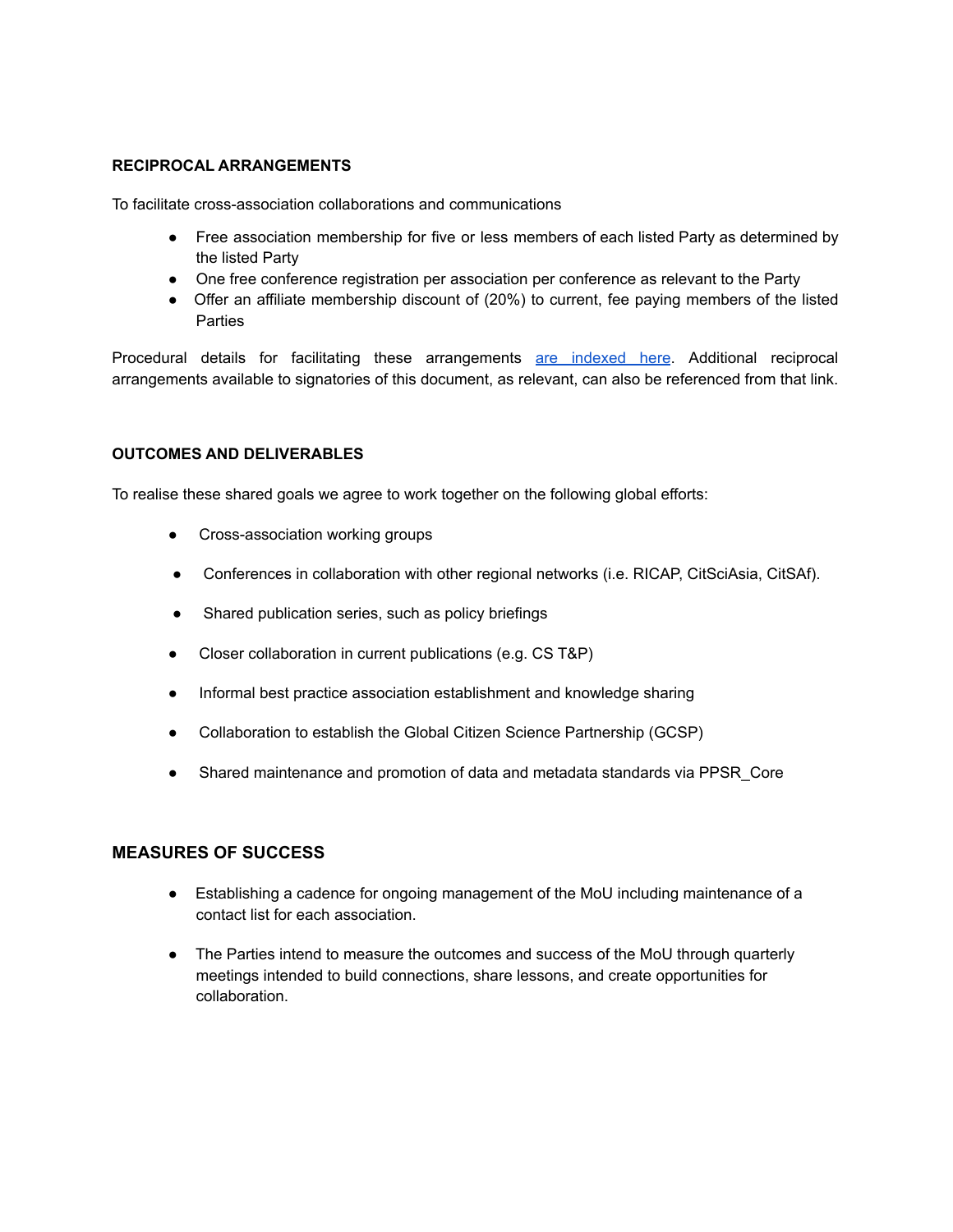## RECIPROCAL ARRANGEMENTS

To facilitate cross-association collaborations and communications

- Free association membership for five or less members of each listed Party as determined by the listed Party
- One free conference registration per association per conference as relevant to the Party
- Offer an affiliate membership discount of (20%) to current, fee paying members of the listed Parties

Procedural details for facilitating these arrangements are indexed here. Additional reciprocal arrangements available to signatories of this document, as relevant, can also be referenced from that link.

## OUTCOMES AND DELIVERABLES

To realise these shared goals we agree to work together on the following global efforts:

- Cross-association working groups
- Conferences in collaboration with other regional networks (i.e. RICAP, CitSciAsia, CitSAf).
- Shared publication series, such as policy briefings
- Closer collaboration in current publications (e.g. CS T&P)
- Informal best practice association establishment and knowledge sharing
- Collaboration to establish the Global Citizen Science Partnership (GCSP)
- Shared maintenance and promotion of data and metadata standards via PPSR_Core

## MEASURES OF SUCCESS

- Establishing a cadence for ongoing management of the MoU including maintenance of a contact list for each association.
- The Parties intend to measure the outcomes and success of the MoU through quarterly meetings intended to build connections, share lessons, and create opportunities for collaboration.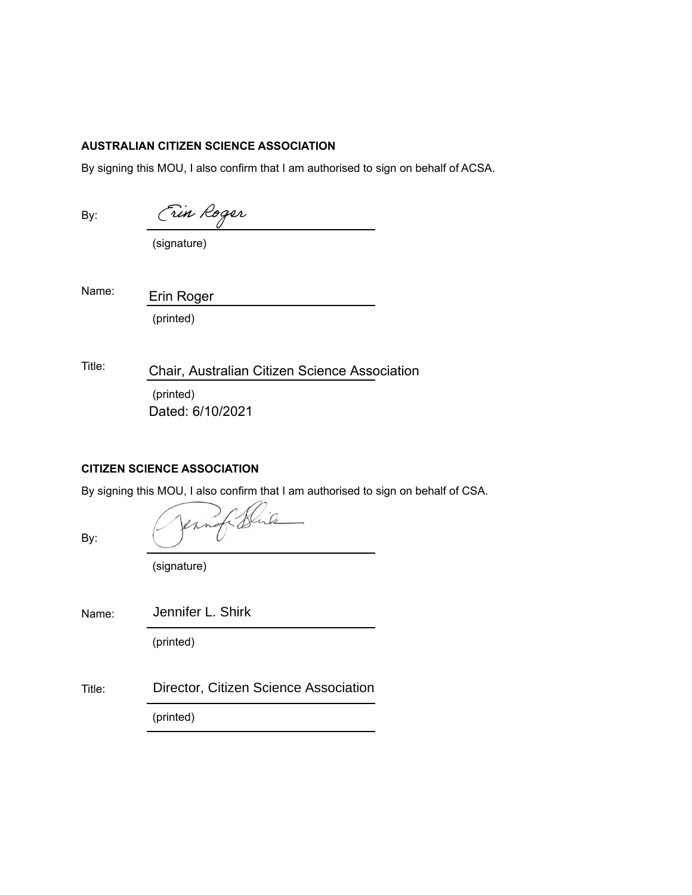**AUSTRALIAN CITIZEN SCIENCE ASSOCIATION**

By signing this MOU, I also confirm that I am authorised to sign on behalf of ACSA.

By: Erin Roger
(signature)

Name: Erin Roger
(printed)

Title: Chair, Australian Citizen Science Association
(printed)

Dated: 6/10/2021

**CITIZEN SCIENCE ASSOCIATION**

By signing this MOU, I also confirm that I am authorised to sign on behalf of CSA.

By: Jennifer Shirk
(signature)

Name: Jennifer L. Shirk
(printed)

Title: Director, Citizen Science Association
(printed)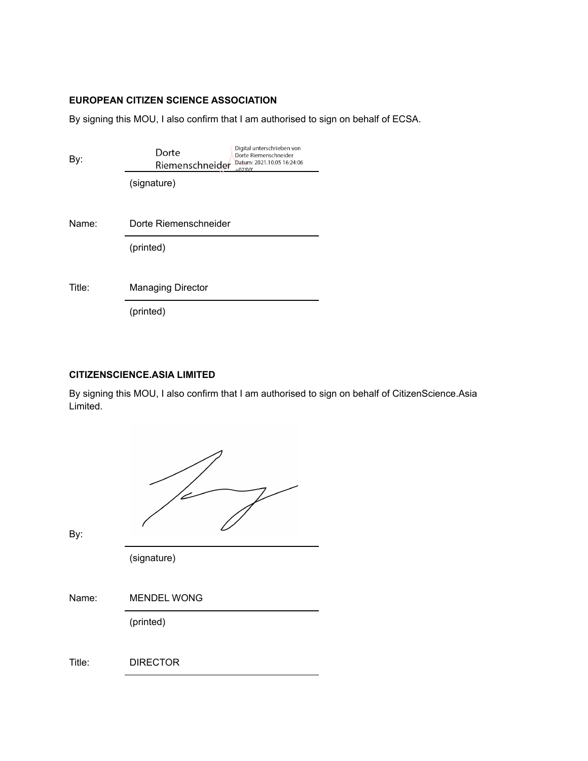**EUROPEAN CITIZEN SCIENCE ASSOCIATION**

By signing this MOU, I also confirm that I am authorised to sign on behalf of ECSA.

By: Dorte Riemenschneider — Digital unterschrieben von Dorte Riemenschneider Datum: 2021.10.05 16:24:06 +02'00'

(signature)

Name: Dorte Riemenschneider

(printed)

Title: Managing Director

(printed)

**CITIZENSCIENCE.ASIA LIMITED**

By signing this MOU, I also confirm that I am authorised to sign on behalf of CitizenScience.Asia Limited.

By:

(signature)

Name: MENDEL WONG

(printed)

Title: DIRECTOR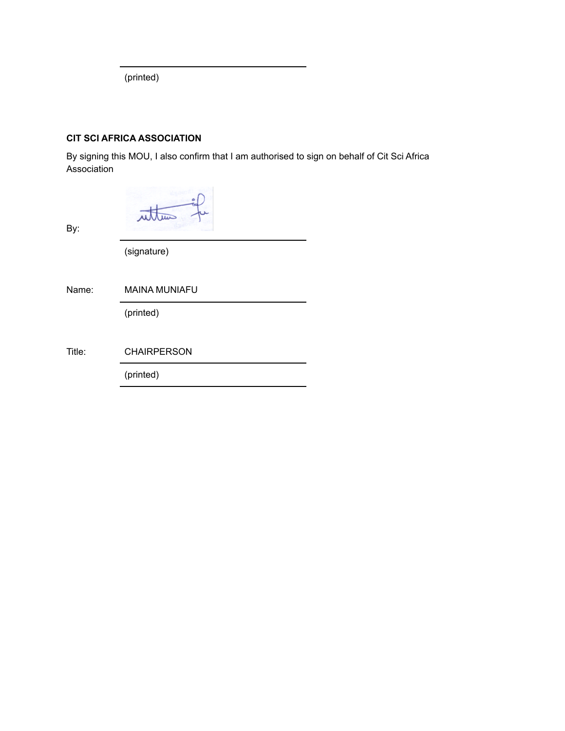(printed)

**CIT SCI AFRICA ASSOCIATION**

By signing this MOU, I also confirm that I am authorised to sign on behalf of Cit Sci Africa Association

By:

(signature)

Name: MAINA MUNIAFU

(printed)

Title: CHAIRPERSON

(printed)